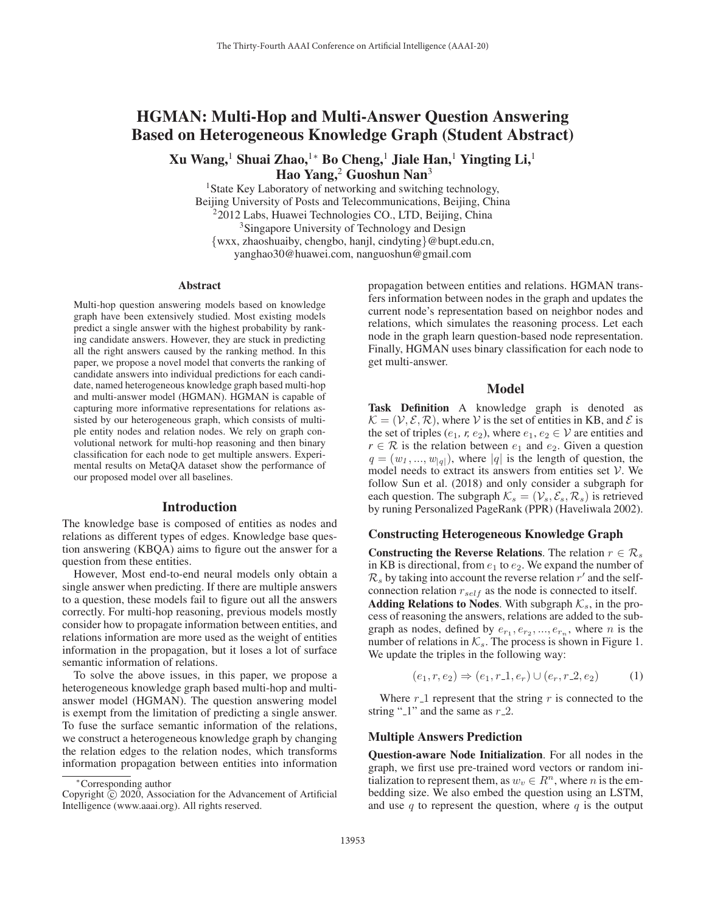# HGMAN: Multi-Hop and Multi-Answer Question Answering Based on Heterogeneous Knowledge Graph (Student Abstract)

**Xu Wang,[1] Shuai Zhao,[1*] Bo Cheng,[1] Jiale Han,[1] Yingting Li,[1] Hao Yang,[2] Guoshun Nan[3]**

[1]State Key Laboratory of networking and switching technology,
Beijing University of Posts and Telecommunications, Beijing, China
[2]2012 Labs, Huawei Technologies CO., LTD, Beijing, China
[3]Singapore University of Technology and Design
{wxx, zhaoshuaiby, chengbo, hanjl, cindyting}@bupt.edu.cn,
yanghao30@huawei.com, nanguoshun@gmail.com

## Abstract

Multi-hop question answering models based on knowledge graph have been extensively studied. Most existing models predict a single answer with the highest probability by ranking candidate answers. However, they are stuck in predicting all the right answers caused by the ranking method. In this paper, we propose a novel model that converts the ranking of candidate answers into individual predictions for each candidate, named heterogeneous knowledge graph based multi-hop and multi-answer model (HGMAN). HGMAN is capable of capturing more informative representations for relations assisted by our heterogeneous graph, which consists of multiple entity nodes and relation nodes. We rely on graph convolutional network for multi-hop reasoning and then binary classification for each node to get multiple answers. Experimental results on MetaQA dataset show the performance of our proposed model over all baselines.

## Introduction

The knowledge base is composed of entities as nodes and relations as different types of edges. Knowledge base question answering (KBQA) aims to figure out the answer for a question from these entities.

However, Most end-to-end neural models only obtain a single answer when predicting. If there are multiple answers to a question, these models fail to figure out all the answers correctly. For multi-hop reasoning, previous models mostly consider how to propagate information between entities, and relations information are more used as the weight of entities information in the propagation, but it loses a lot of surface semantic information of relations.

To solve the above issues, in this paper, we propose a heterogeneous knowledge graph based multi-hop and multi-answer model (HGMAN). The question answering model is exempt from the limitation of predicting a single answer. To fuse the surface semantic information of the relations, we construct a heterogeneous knowledge graph by changing the relation edges to the relation nodes, which transforms information propagation between entities into information propagation between entities and relations. HGMAN transfers information between nodes in the graph and updates the current node's representation based on neighbor nodes and relations, which simulates the reasoning process. Let each node in the graph learn question-based node representation. Finally, HGMAN uses binary classification for each node to get multi-answer.

## Model

**Task Definition** A knowledge graph is denoted as $\mathcal{K} = (\mathcal{V}, \mathcal{E}, \mathcal{R})$, where $\mathcal{V}$ is the set of entities in KB, and $\mathcal{E}$ is the set of triples $(e_1, r, e_2)$, where $e_1, e_2 \in \mathcal{V}$ are entities and $r \in \mathcal{R}$ is the relation between $e_1$ and $e_2$. Given a question $q = (w_1, ..., w_{|q|})$, where $|q|$ is the length of question, the model needs to extract its answers from entities set $\mathcal{V}$. We follow Sun et al. (2018) and only consider a subgraph for each question. The subgraph $\mathcal{K}_s = (\mathcal{V}_s, \mathcal{E}_s, \mathcal{R}_s)$ is retrieved by runing Personalized PageRank (PPR) (Haveliwala 2002).

### Constructing Heterogeneous Knowledge Graph

**Constructing the Reverse Relations**. The relation $r \in \mathcal{R}_s$ in KB is directional, from $e_1$ to $e_2$. We expand the number of $\mathcal{R}_s$ by taking into account the reverse relation $r'$ and the self-connection relation $r_{self}$ as the node is connected to itself.

**Adding Relations to Nodes**. With subgraph $\mathcal{K}_s$, in the process of reasoning the answers, relations are added to the subgraph as nodes, defined by $e_{r_1}, e_{r_2}, ..., e_{r_n}$, where $n$ is the number of relations in $\mathcal{K}_s$. The process is shown in Figure 1. We update the triples in the following way:

$$(e_1, r, e_2) \Rightarrow (e_1, r\_1, e_r) \cup (e_r, r\_2, e_2) \tag{1}$$

Where $r\_1$ represent that the string $r$ is connected to the string "_1" and the same as $r\_2$.

### Multiple Answers Prediction

**Question-aware Node Initialization**. For all nodes in the graph, we first use pre-trained word vectors or random initialization to represent them, as $w_v \in R^n$, where $n$ is the embedding size. We also embed the question using an LSTM, and use $q$ to represent the question, where $q$ is the output

---

*Corresponding author
Copyright © 2020, Association for the Advancement of Artificial Intelligence (www.aaai.org). All rights reserved.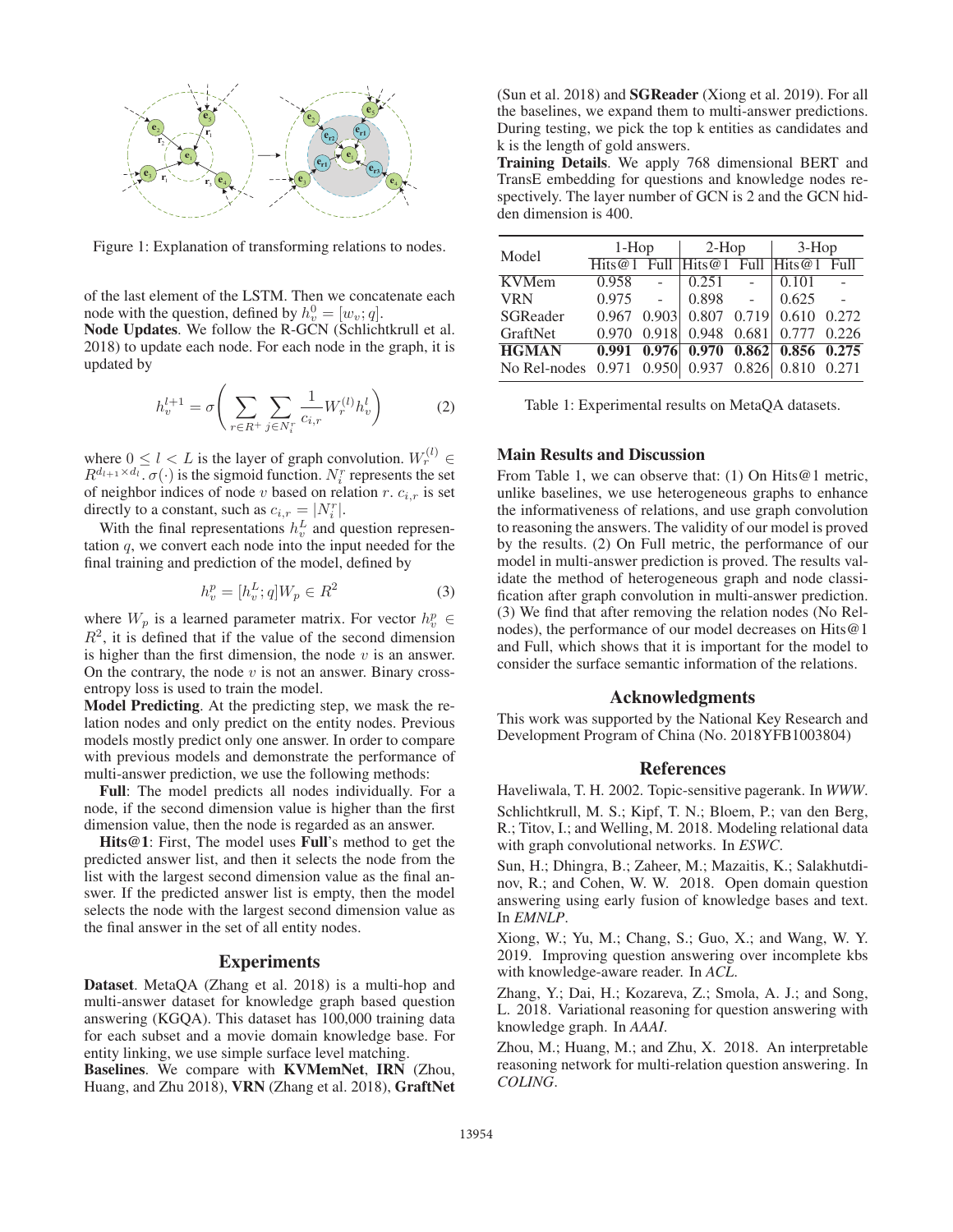Figure 1: Explanation of transforming relations to nodes.

of the last element of the LSTM. Then we concatenate each node with the question, defined by $h_v^0 = [w_v; q]$.

**Node Updates**. We follow the R-GCN (Schlichtkrull et al. 2018) to update each node. For each node in the graph, it is updated by

$$h_v^{l+1} = \sigma\left( \sum_{r \in R^+} \sum_{j \in N_i^r} \frac{1}{c_{i,r}} W_r^{(l)} h_v^l \right) \tag{2}$$

where $0 \leq l < L$ is the layer of graph convolution. $W_r^{(l)} \in R^{d_{l+1} \times d_l}$. $\sigma(\cdot)$ is the sigmoid function. $N_i^r$ represents the set of neighbor indices of node $v$ based on relation $r$. $c_{i,r}$ is set directly to a constant, such as $c_{i,r} = |N_i^r|$.

With the final representations $h_v^L$ and question representation $q$, we convert each node into the input needed for the final training and prediction of the model, defined by

$$h_v^p = [h_v^L; q] W_p \in R^2 \tag{3}$$

where $W_p$ is a learned parameter matrix. For vector $h_v^p \in R^2$, it is defined that if the value of the second dimension is higher than the first dimension, the node $v$ is an answer. On the contrary, the node $v$ is not an answer. Binary cross-entropy loss is used to train the model.

**Model Predicting**. At the predicting step, we mask the relation nodes and only predict on the entity nodes. Previous models mostly predict only one answer. In order to compare with previous models and demonstrate the performance of multi-answer prediction, we use the following methods:

**Full**: The model predicts all nodes individually. For a node, if the second dimension value is higher than the first dimension value, then the node is regarded as an answer.

**Hits@1**: First, The model uses **Full**'s method to get the predicted answer list, and then it selects the node from the list with the largest second dimension value as the final answer. If the predicted answer list is empty, then the model selects the node with the largest second dimension value as the final answer in the set of all entity nodes.

## Experiments

**Dataset**. MetaQA (Zhang et al. 2018) is a multi-hop and multi-answer dataset for knowledge graph based question answering (KGQA). This dataset has 100,000 training data for each subset and a movie domain knowledge base. For entity linking, we use simple surface level matching.

**Baselines**. We compare with **KVMemNet**, **IRN** (Zhou, Huang, and Zhu 2018), **VRN** (Zhang et al. 2018), **GraftNet** (Sun et al. 2018) and **SGReader** (Xiong et al. 2019). For all the baselines, we expand them to multi-answer predictions. During testing, we pick the top k entities as candidates and k is the length of gold answers.

**Training Details**. We apply 768 dimensional BERT and TransE embedding for questions and knowledge nodes respectively. The layer number of GCN is 2 and the GCN hidden dimension is 400.

| Model | 1-Hop | | 2-Hop | | 3-Hop | |
|---|---|---|---|---|---|---|
| | Hits@1 | Full | Hits@1 | Full | Hits@1 | Full |
| KVMem | 0.958 | - | 0.251 | - | 0.101 | - |
| VRN | 0.975 | - | 0.898 | - | 0.625 | - |
| SGReader | 0.967 | 0.903 | 0.807 | 0.719 | 0.610 | 0.272 |
| GraftNet | 0.970 | 0.918 | 0.948 | 0.681 | 0.777 | 0.226 |
| **HGMAN** | **0.991** | **0.976** | **0.970** | **0.862** | **0.856** | **0.275** |
| No Rel-nodes | 0.971 | 0.950 | 0.937 | 0.826 | 0.810 | 0.271 |

Table 1: Experimental results on MetaQA datasets.

## Main Results and Discussion

From Table 1, we can observe that: (1) On Hits@1 metric, unlike baselines, we use heterogeneous graphs to enhance the informativeness of relations, and use graph convolution to reasoning the answers. The validity of our model is proved by the results. (2) On Full metric, the performance of our model in multi-answer prediction is proved. The results validate the method of heterogeneous graph and node classification after graph convolution in multi-answer prediction. (3) We find that after removing the relation nodes (No Rel-nodes), the performance of our model decreases on Hits@1 and Full, which shows that it is important for the model to consider the surface semantic information of the relations.

## Acknowledgments

This work was supported by the National Key Research and Development Program of China (No. 2018YFB1003804)

## References

Haveliwala, T. H. 2002. Topic-sensitive pagerank. In *WWW*.

Schlichtkrull, M. S.; Kipf, T. N.; Bloem, P.; van den Berg, R.; Titov, I.; and Welling, M. 2018. Modeling relational data with graph convolutional networks. In *ESWC*.

Sun, H.; Dhingra, B.; Zaheer, M.; Mazaitis, K.; Salakhutdinov, R.; and Cohen, W. W. 2018. Open domain question answering using early fusion of knowledge bases and text. In *EMNLP*.

Xiong, W.; Yu, M.; Chang, S.; Guo, X.; and Wang, W. Y. 2019. Improving question answering over incomplete kbs with knowledge-aware reader. In *ACL*.

Zhang, Y.; Dai, H.; Kozareva, Z.; Smola, A. J.; and Song, L. 2018. Variational reasoning for question answering with knowledge graph. In *AAAI*.

Zhou, M.; Huang, M.; and Zhu, X. 2018. An interpretable reasoning network for multi-relation question answering. In *COLING*.